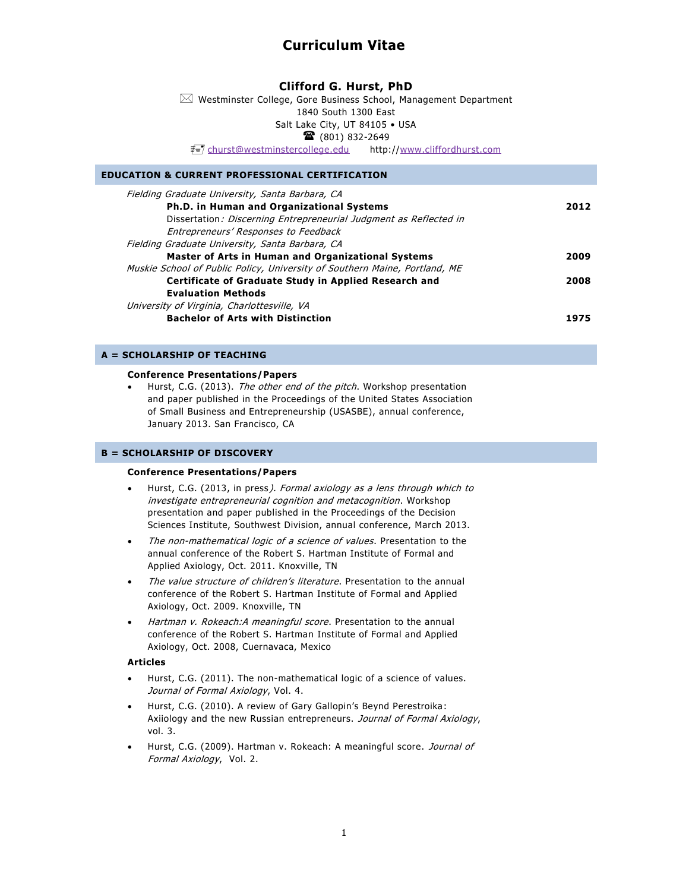# Curriculum Vitae

## Clifford G. Hurst, PhD

Westminster College, Gore Business School, Management Department
1840 South 1300 East
Salt Lake City, UT 84105 • USA
(801) 832-2649
churst@westminstercollege.edu http://www.cliffordhurst.com

## EDUCATION & CURRENT PROFESSIONAL CERTIFICATION

*Fielding Graduate University, Santa Barbara, CA*
**Ph.D. in Human and Organizational Systems** — **2012**
Dissertation*: Discerning Entrepreneurial Judgment as Reflected in Entrepreneurs' Responses to Feedback*

*Fielding Graduate University, Santa Barbara, CA*
**Master of Arts in Human and Organizational Systems** — **2009**

*Muskie School of Public Policy, University of Southern Maine, Portland, ME*
**Certificate of Graduate Study in Applied Research and Evaluation Methods** — **2008**

*University of Virginia, Charlottesville, VA*
**Bachelor of Arts with Distinction** — **1975**

## A = SCHOLARSHIP OF TEACHING

### Conference Presentations/Papers

- Hurst, C.G. (2013). *The other end of the pitch*. Workshop presentation and paper published in the Proceedings of the United States Association of Small Business and Entrepreneurship (USASBE), annual conference, January 2013. San Francisco, CA

## B = SCHOLARSHIP OF DISCOVERY

### Conference Presentations/Papers

- Hurst, C.G. (2013, in press*). Formal axiology as a lens through which to investigate entrepreneurial cognition and metacognition*. Workshop presentation and paper published in the Proceedings of the Decision Sciences Institute, Southwest Division, annual conference, March 2013.
- *The non-mathematical logic of a science of values.* Presentation to the annual conference of the Robert S. Hartman Institute of Formal and Applied Axiology, Oct. 2011. Knoxville, TN
- *The value structure of children's literature*. Presentation to the annual conference of the Robert S. Hartman Institute of Formal and Applied Axiology, Oct. 2009. Knoxville, TN
- *Hartman v. Rokeach:A meaningful score*. Presentation to the annual conference of the Robert S. Hartman Institute of Formal and Applied Axiology, Oct. 2008, Cuernavaca, Mexico

### Articles

- Hurst, C.G. (2011). The non-mathematical logic of a science of values. *Journal of Formal Axiology*, Vol. 4.
- Hurst, C.G. (2010). A review of Gary Gallopin's Beynd Perestroika: Axiiology and the new Russian entrepreneurs. *Journal of Formal Axiology*, vol. 3.
- Hurst, C.G. (2009). Hartman v. Rokeach: A meaningful score. *Journal of Formal Axiology*, Vol. 2.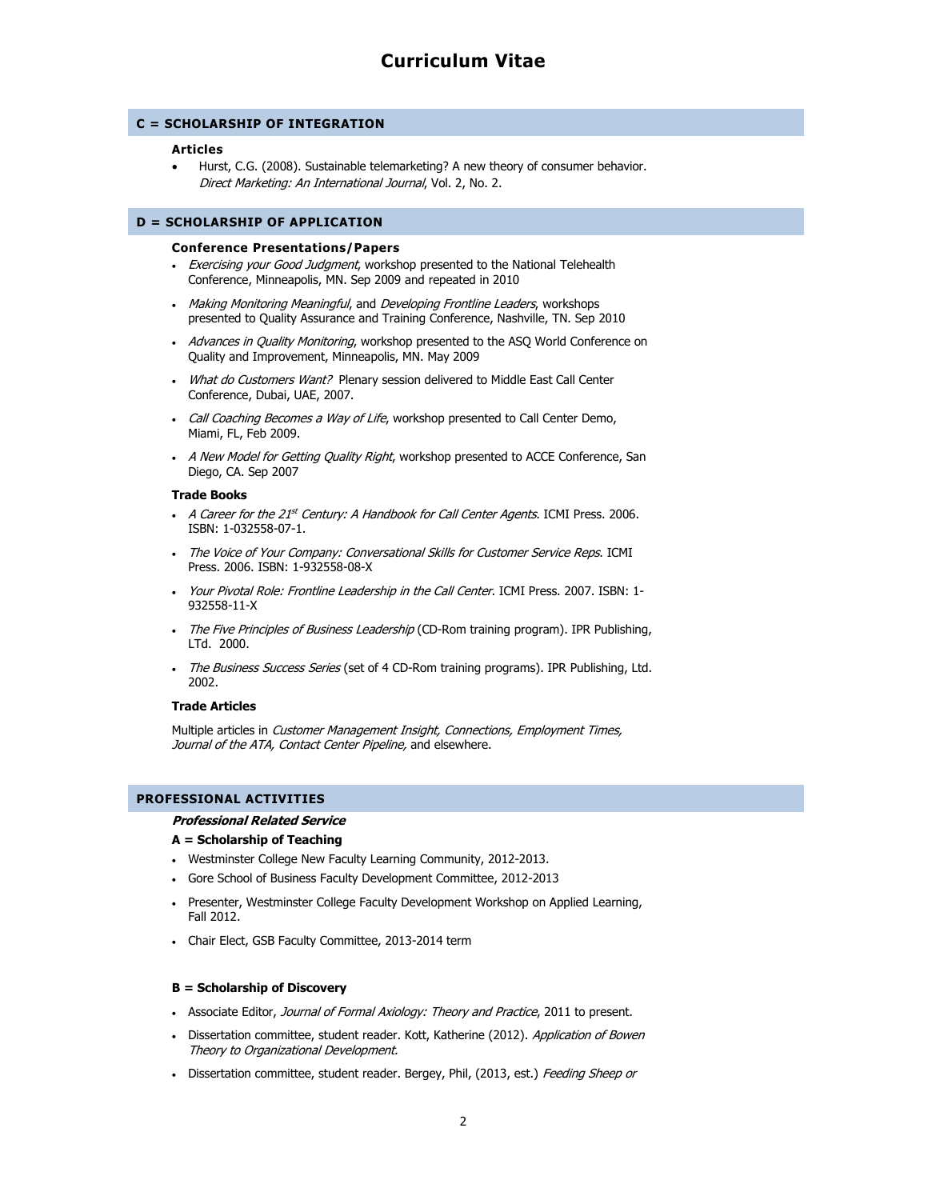# Curriculum Vitae

## C = SCHOLARSHIP OF INTEGRATION

### Articles

- Hurst, C.G. (2008). Sustainable telemarketing? A new theory of consumer behavior. *Direct Marketing: An International Journal*, Vol. 2, No. 2.

## D = SCHOLARSHIP OF APPLICATION

### Conference Presentations/Papers

- *Exercising your Good Judgment*, workshop presented to the National Telehealth Conference, Minneapolis, MN. Sep 2009 and repeated in 2010
- *Making Monitoring Meaningful*, and *Developing Frontline Leaders*, workshops presented to Quality Assurance and Training Conference, Nashville, TN. Sep 2010
- *Advances in Quality Monitoring*, workshop presented to the ASQ World Conference on Quality and Improvement, Minneapolis, MN. May 2009
- *What do Customers Want?* Plenary session delivered to Middle East Call Center Conference, Dubai, UAE, 2007.
- *Call Coaching Becomes a Way of Life*, workshop presented to Call Center Demo, Miami, FL, Feb 2009.
- *A New Model for Getting Quality Right*, workshop presented to ACCE Conference, San Diego, CA. Sep 2007

### Trade Books

- *A Career for the 21st Century: A Handbook for Call Center Agents*. ICMI Press. 2006. ISBN: 1-032558-07-1.
- *The Voice of Your Company: Conversational Skills for Customer Service Reps*. ICMI Press. 2006. ISBN: 1-932558-08-X
- *Your Pivotal Role: Frontline Leadership in the Call Center*. ICMI Press. 2007. ISBN: 1-932558-11-X
- *The Five Principles of Business Leadership* (CD-Rom training program). IPR Publishing, LTd. 2000.
- *The Business Success Series* (set of 4 CD-Rom training programs). IPR Publishing, Ltd. 2002.

### Trade Articles

Multiple articles in *Customer Management Insight, Connections, Employment Times, Journal of the ATA, Contact Center Pipeline,* and elsewhere.

## PROFESSIONAL ACTIVITIES

***Professional Related Service***

**A = Scholarship of Teaching**

- Westminster College New Faculty Learning Community, 2012-2013.
- Gore School of Business Faculty Development Committee, 2012-2013
- Presenter, Westminster College Faculty Development Workshop on Applied Learning, Fall 2012.
- Chair Elect, GSB Faculty Committee, 2013-2014 term

**B = Scholarship of Discovery**

- Associate Editor, *Journal of Formal Axiology: Theory and Practice*, 2011 to present.
- Dissertation committee, student reader. Kott, Katherine (2012). *Application of Bowen Theory to Organizational Development.*
- Dissertation committee, student reader. Bergey, Phil, (2013, est.) *Feeding Sheep or*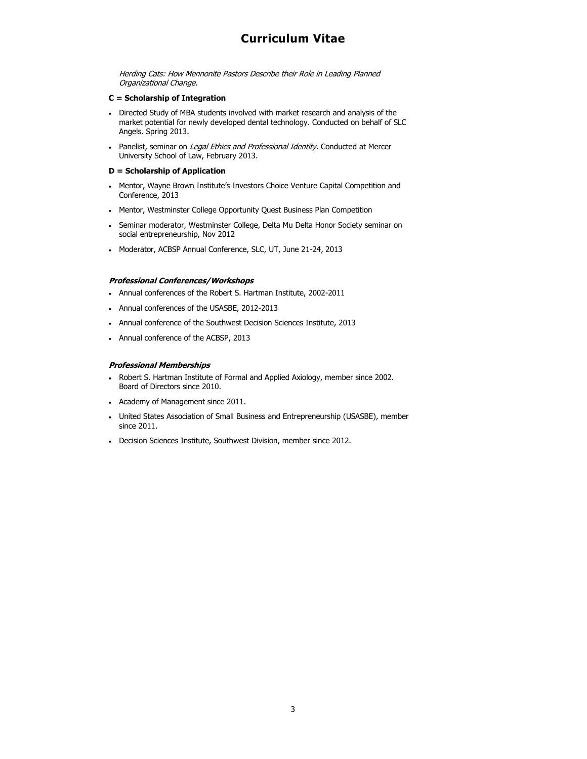*Herding Cats: How Mennonite Pastors Describe their Role in Leading Planned Organizational Change.*

**C = Scholarship of Integration**

- Directed Study of MBA students involved with market research and analysis of the market potential for newly developed dental technology. Conducted on behalf of SLC Angels. Spring 2013.
- Panelist, seminar on *Legal Ethics and Professional Identity*. Conducted at Mercer University School of Law, February 2013.

**D = Scholarship of Application**

- Mentor, Wayne Brown Institute's Investors Choice Venture Capital Competition and Conference, 2013
- Mentor, Westminster College Opportunity Quest Business Plan Competition
- Seminar moderator, Westminster College, Delta Mu Delta Honor Society seminar on social entrepreneurship, Nov 2012
- Moderator, ACBSP Annual Conference, SLC, UT, June 21-24, 2013

***Professional Conferences/Workshops***

- Annual conferences of the Robert S. Hartman Institute, 2002-2011
- Annual conferences of the USASBE, 2012-2013
- Annual conference of the Southwest Decision Sciences Institute, 2013
- Annual conference of the ACBSP, 2013

***Professional Memberships***

- Robert S. Hartman Institute of Formal and Applied Axiology, member since 2002. Board of Directors since 2010.
- Academy of Management since 2011.
- United States Association of Small Business and Entrepreneurship (USASBE), member since 2011.
- Decision Sciences Institute, Southwest Division, member since 2012.